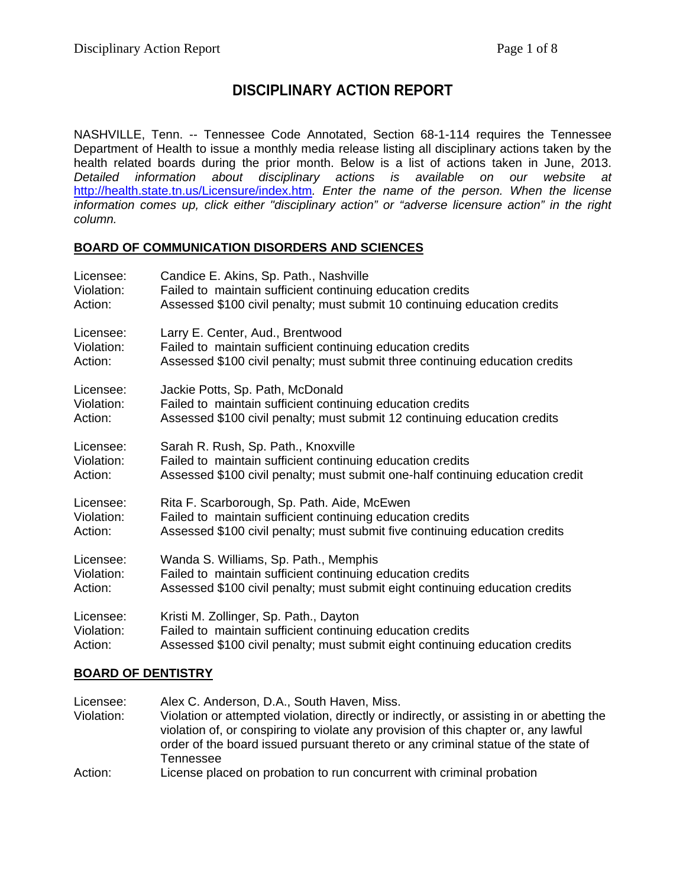# DISCIPLINARY ACTION REPORT

NASHVILLE, Tenn. -- Tennessee Code Annotated, Section 68-1-114 requires the Tennessee Department of Health to issue a monthly media release listing all disciplinary actions taken by the health related boards during the prior month. Below is a list of actions taken in June, 2013. *Detailed information about disciplinary actions is available on our website at* http://health.state.tn.us/Licensure/index.htm*. Enter the name of the person. When the license information comes up, click either "disciplinary action" or "adverse licensure action" in the right column.*

## BOARD OF COMMUNICATION DISORDERS AND SCIENCES

Licensee: Candice E. Akins, Sp. Path., Nashville
Violation: Failed to maintain sufficient continuing education credits
Action: Assessed $100 civil penalty; must submit 10 continuing education credits

Licensee: Larry E. Center, Aud., Brentwood
Violation: Failed to maintain sufficient continuing education credits
Action: Assessed $100 civil penalty; must submit three continuing education credits

Licensee: Jackie Potts, Sp. Path, McDonald
Violation: Failed to maintain sufficient continuing education credits
Action: Assessed $100 civil penalty; must submit 12 continuing education credits

Licensee: Sarah R. Rush, Sp. Path., Knoxville
Violation: Failed to maintain sufficient continuing education credits
Action: Assessed $100 civil penalty; must submit one-half continuing education credit

Licensee: Rita F. Scarborough, Sp. Path. Aide, McEwen
Violation: Failed to maintain sufficient continuing education credits
Action: Assessed $100 civil penalty; must submit five continuing education credits

Licensee: Wanda S. Williams, Sp. Path., Memphis
Violation: Failed to maintain sufficient continuing education credits
Action: Assessed $100 civil penalty; must submit eight continuing education credits

Licensee: Kristi M. Zollinger, Sp. Path., Dayton
Violation: Failed to maintain sufficient continuing education credits
Action: Assessed $100 civil penalty; must submit eight continuing education credits

## BOARD OF DENTISTRY

Licensee: Alex C. Anderson, D.A., South Haven, Miss.
Violation: Violation or attempted violation, directly or indirectly, or assisting in or abetting the violation of, or conspiring to violate any provision of this chapter or, any lawful order of the board issued pursuant thereto or any criminal statue of the state of Tennessee
Action: License placed on probation to run concurrent with criminal probation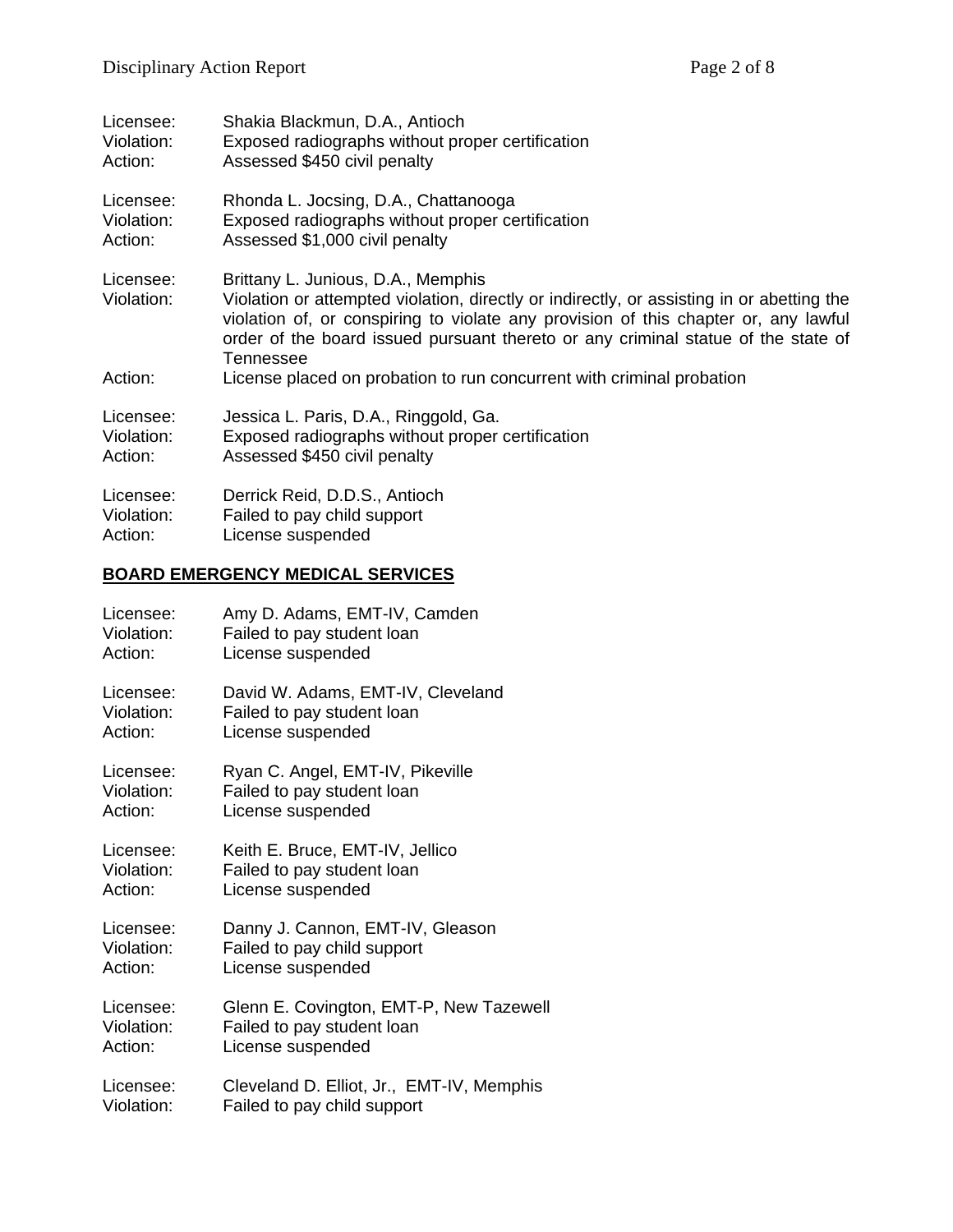Licensee: Shakia Blackmun, D.A., Antioch
Violation: Exposed radiographs without proper certification
Action: Assessed $450 civil penalty

Licensee: Rhonda L. Jocsing, D.A., Chattanooga
Violation: Exposed radiographs without proper certification
Action: Assessed $1,000 civil penalty

Licensee: Brittany L. Junious, D.A., Memphis
Violation: Violation or attempted violation, directly or indirectly, or assisting in or abetting the violation of, or conspiring to violate any provision of this chapter or, any lawful order of the board issued pursuant thereto or any criminal statue of the state of Tennessee
Action: License placed on probation to run concurrent with criminal probation

Licensee: Jessica L. Paris, D.A., Ringgold, Ga.
Violation: Exposed radiographs without proper certification
Action: Assessed $450 civil penalty

Licensee: Derrick Reid, D.D.S., Antioch
Violation: Failed to pay child support
Action: License suspended

## BOARD EMERGENCY MEDICAL SERVICES

Licensee: Amy D. Adams, EMT-IV, Camden
Violation: Failed to pay student loan
Action: License suspended

Licensee: David W. Adams, EMT-IV, Cleveland
Violation: Failed to pay student loan
Action: License suspended

Licensee: Ryan C. Angel, EMT-IV, Pikeville
Violation: Failed to pay student loan
Action: License suspended

Licensee: Keith E. Bruce, EMT-IV, Jellico
Violation: Failed to pay student loan
Action: License suspended

Licensee: Danny J. Cannon, EMT-IV, Gleason
Violation: Failed to pay child support
Action: License suspended

Licensee: Glenn E. Covington, EMT-P, New Tazewell
Violation: Failed to pay student loan
Action: License suspended

Licensee: Cleveland D. Elliot, Jr., EMT-IV, Memphis
Violation: Failed to pay child support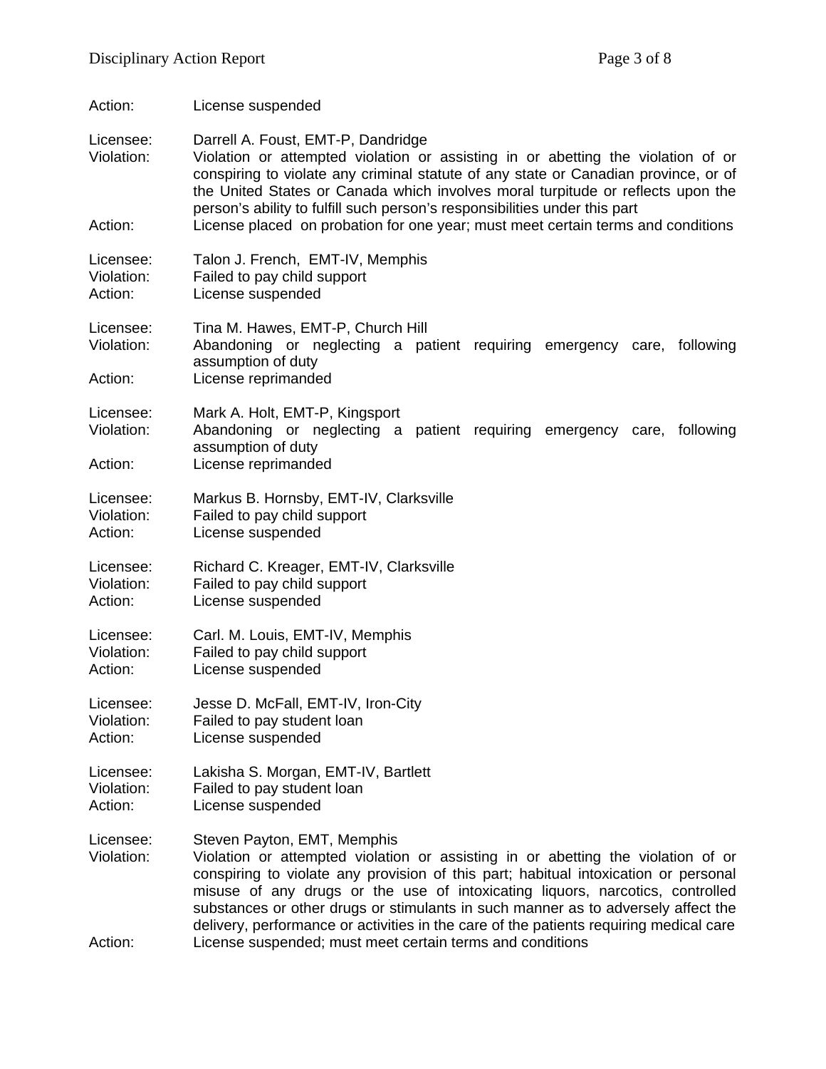Action: License suspended

Licensee: Darrell A. Foust, EMT-P, Dandridge
Violation: Violation or attempted violation or assisting in or abetting the violation of or conspiring to violate any criminal statute of any state or Canadian province, or of the United States or Canada which involves moral turpitude or reflects upon the person's ability to fulfill such person's responsibilities under this part
Action: License placed on probation for one year; must meet certain terms and conditions

Licensee: Talon J. French, EMT-IV, Memphis
Violation: Failed to pay child support
Action: License suspended

Licensee: Tina M. Hawes, EMT-P, Church Hill
Violation: Abandoning or neglecting a patient requiring emergency care, following assumption of duty
Action: License reprimanded

Licensee: Mark A. Holt, EMT-P, Kingsport
Violation: Abandoning or neglecting a patient requiring emergency care, following assumption of duty
Action: License reprimanded

Licensee: Markus B. Hornsby, EMT-IV, Clarksville
Violation: Failed to pay child support
Action: License suspended

Licensee: Richard C. Kreager, EMT-IV, Clarksville
Violation: Failed to pay child support
Action: License suspended

Licensee: Carl. M. Louis, EMT-IV, Memphis
Violation: Failed to pay child support
Action: License suspended

Licensee: Jesse D. McFall, EMT-IV, Iron-City
Violation: Failed to pay student loan
Action: License suspended

Licensee: Lakisha S. Morgan, EMT-IV, Bartlett
Violation: Failed to pay student loan
Action: License suspended

Licensee: Steven Payton, EMT, Memphis
Violation: Violation or attempted violation or assisting in or abetting the violation of or conspiring to violate any provision of this part; habitual intoxication or personal misuse of any drugs or the use of intoxicating liquors, narcotics, controlled substances or other drugs or stimulants in such manner as to adversely affect the delivery, performance or activities in the care of the patients requiring medical care
Action: License suspended; must meet certain terms and conditions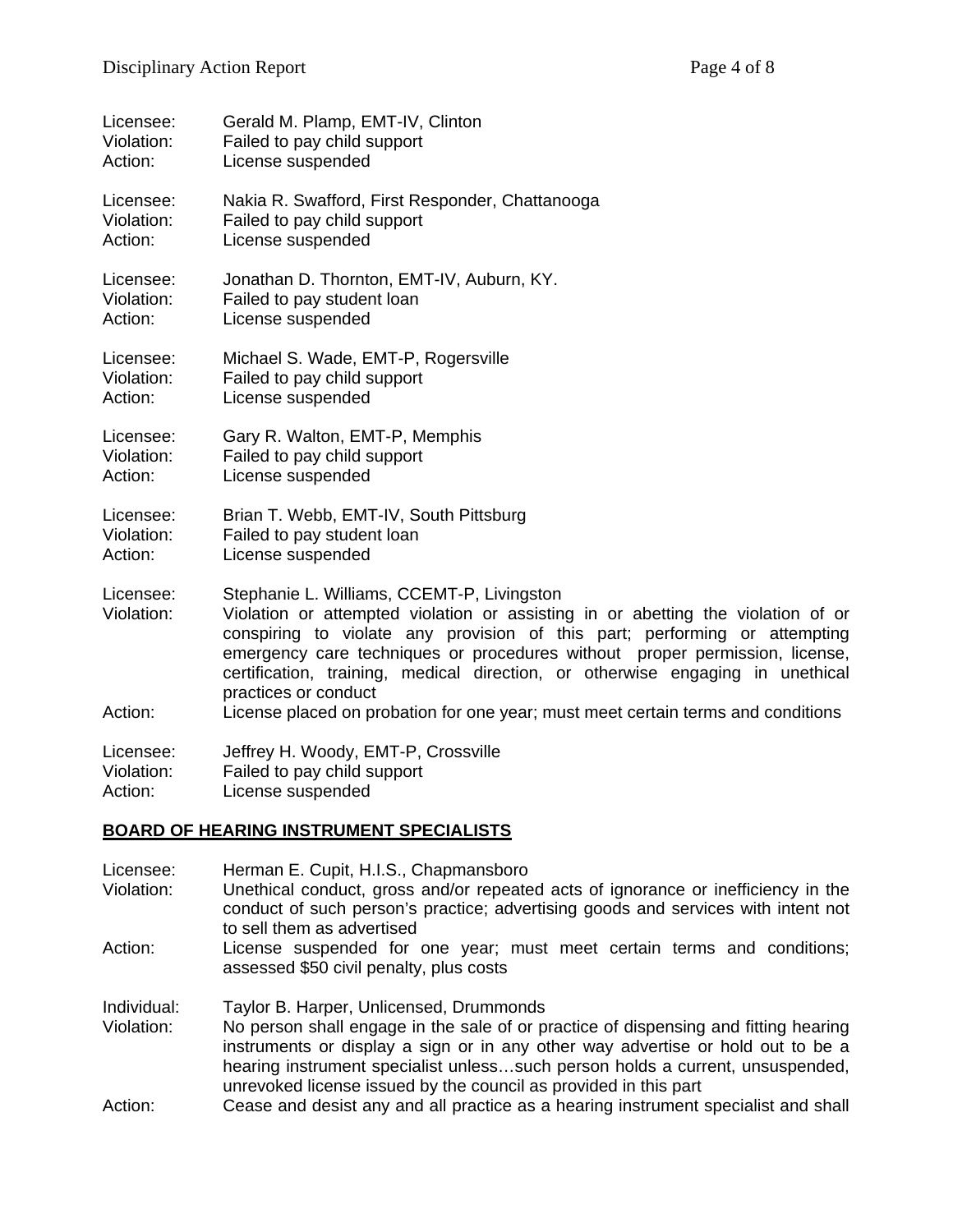Licensee: Gerald M. Plamp, EMT-IV, Clinton
Violation: Failed to pay child support
Action: License suspended

Licensee: Nakia R. Swafford, First Responder, Chattanooga
Violation: Failed to pay child support
Action: License suspended

Licensee: Jonathan D. Thornton, EMT-IV, Auburn, KY.
Violation: Failed to pay student loan
Action: License suspended

Licensee: Michael S. Wade, EMT-P, Rogersville
Violation: Failed to pay child support
Action: License suspended

Licensee: Gary R. Walton, EMT-P, Memphis
Violation: Failed to pay child support
Action: License suspended

Licensee: Brian T. Webb, EMT-IV, South Pittsburg
Violation: Failed to pay student loan
Action: License suspended

Licensee: Stephanie L. Williams, CCEMT-P, Livingston
Violation: Violation or attempted violation or assisting in or abetting the violation of or conspiring to violate any provision of this part; performing or attempting emergency care techniques or procedures without proper permission, license, certification, training, medical direction, or otherwise engaging in unethical practices or conduct
Action: License placed on probation for one year; must meet certain terms and conditions

Licensee: Jeffrey H. Woody, EMT-P, Crossville
Violation: Failed to pay child support
Action: License suspended

## BOARD OF HEARING INSTRUMENT SPECIALISTS

Licensee: Herman E. Cupit, H.I.S., Chapmansboro
Violation: Unethical conduct, gross and/or repeated acts of ignorance or inefficiency in the conduct of such person's practice; advertising goods and services with intent not to sell them as advertised
Action: License suspended for one year; must meet certain terms and conditions; assessed $50 civil penalty, plus costs

Individual: Taylor B. Harper, Unlicensed, Drummonds
Violation: No person shall engage in the sale of or practice of dispensing and fitting hearing instruments or display a sign or in any other way advertise or hold out to be a hearing instrument specialist unless…such person holds a current, unsuspended, unrevoked license issued by the council as provided in this part
Action: Cease and desist any and all practice as a hearing instrument specialist and shall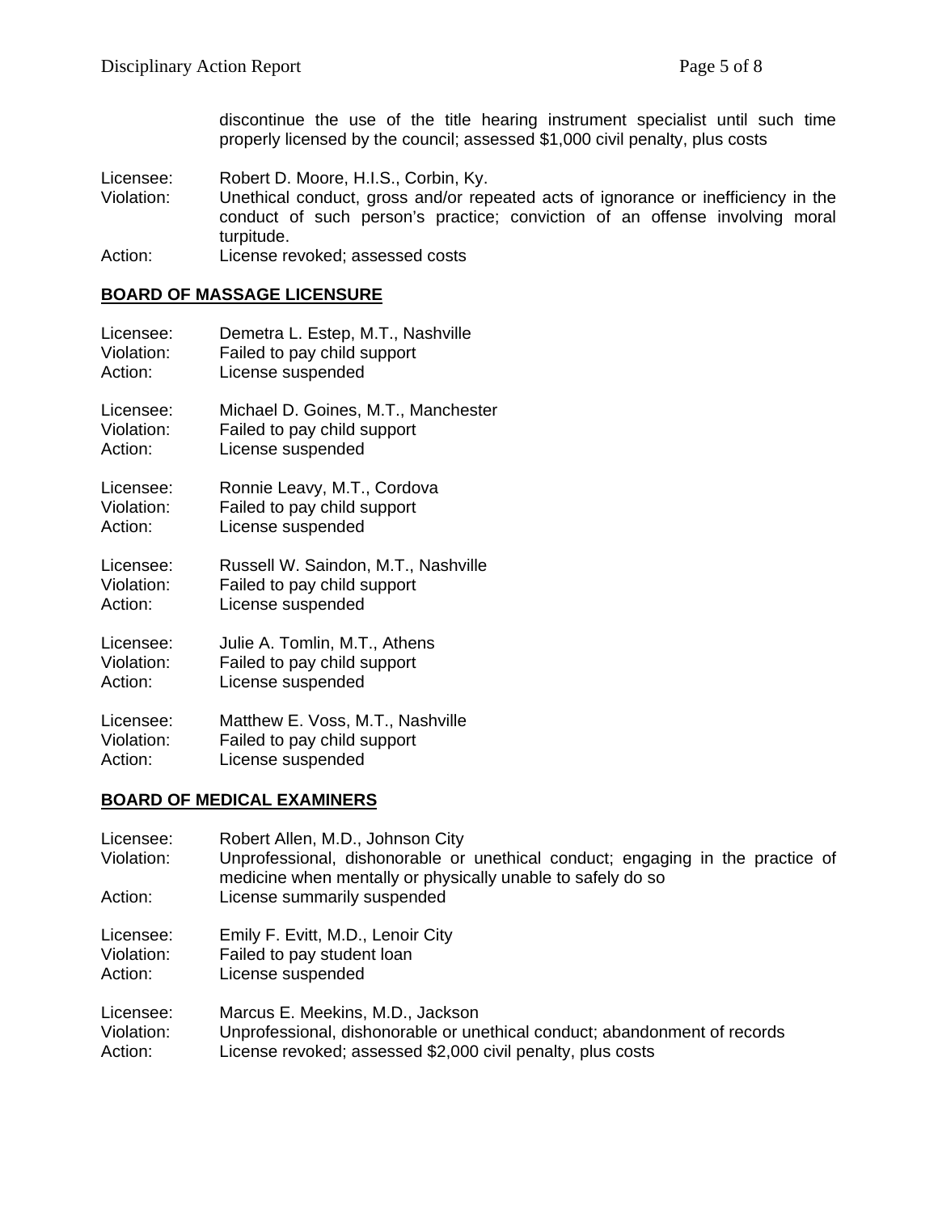discontinue the use of the title hearing instrument specialist until such time properly licensed by the council; assessed $1,000 civil penalty, plus costs

Licensee: Robert D. Moore, H.I.S., Corbin, Ky.
Violation: Unethical conduct, gross and/or repeated acts of ignorance or inefficiency in the conduct of such person's practice; conviction of an offense involving moral turpitude.
Action: License revoked; assessed costs

## BOARD OF MASSAGE LICENSURE

Licensee: Demetra L. Estep, M.T., Nashville
Violation: Failed to pay child support
Action: License suspended

Licensee: Michael D. Goines, M.T., Manchester
Violation: Failed to pay child support
Action: License suspended

Licensee: Ronnie Leavy, M.T., Cordova
Violation: Failed to pay child support
Action: License suspended

Licensee: Russell W. Saindon, M.T., Nashville
Violation: Failed to pay child support
Action: License suspended

Licensee: Julie A. Tomlin, M.T., Athens
Violation: Failed to pay child support
Action: License suspended

Licensee: Matthew E. Voss, M.T., Nashville
Violation: Failed to pay child support
Action: License suspended

## BOARD OF MEDICAL EXAMINERS

Licensee: Robert Allen, M.D., Johnson City
Violation: Unprofessional, dishonorable or unethical conduct; engaging in the practice of medicine when mentally or physically unable to safely do so
Action: License summarily suspended

Licensee: Emily F. Evitt, M.D., Lenoir City
Violation: Failed to pay student loan
Action: License suspended

Licensee: Marcus E. Meekins, M.D., Jackson
Violation: Unprofessional, dishonorable or unethical conduct; abandonment of records
Action: License revoked; assessed $2,000 civil penalty, plus costs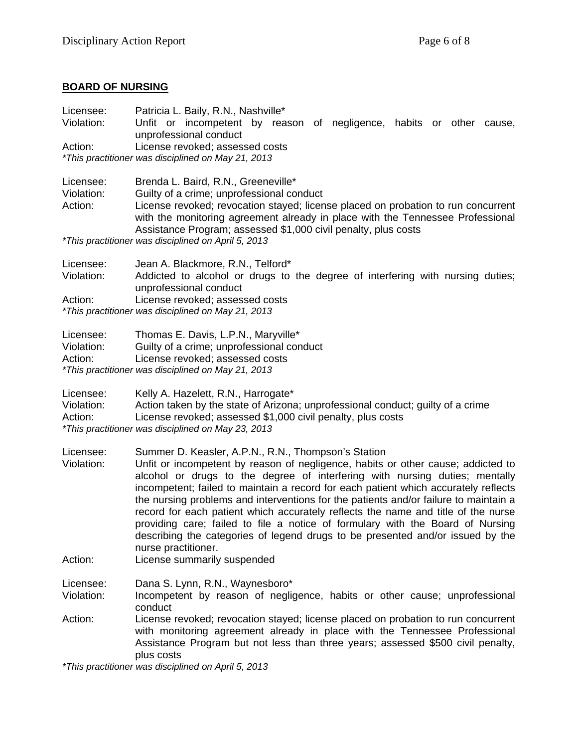## BOARD OF NURSING

Licensee: Patricia L. Baily, R.N., Nashville*
Violation: Unfit or incompetent by reason of negligence, habits or other cause, unprofessional conduct
Action: License revoked; assessed costs
*\*This practitioner was disciplined on May 21, 2013*

Licensee: Brenda L. Baird, R.N., Greeneville*
Violation: Guilty of a crime; unprofessional conduct
Action: License revoked; revocation stayed; license placed on probation to run concurrent with the monitoring agreement already in place with the Tennessee Professional Assistance Program; assessed $1,000 civil penalty, plus costs
*\*This practitioner was disciplined on April 5, 2013*

Licensee: Jean A. Blackmore, R.N., Telford*
Violation: Addicted to alcohol or drugs to the degree of interfering with nursing duties; unprofessional conduct
Action: License revoked; assessed costs
*\*This practitioner was disciplined on May 21, 2013*

Licensee: Thomas E. Davis, L.P.N., Maryville*
Violation: Guilty of a crime; unprofessional conduct
Action: License revoked; assessed costs
*\*This practitioner was disciplined on May 21, 2013*

Licensee: Kelly A. Hazelett, R.N., Harrogate*
Violation: Action taken by the state of Arizona; unprofessional conduct; guilty of a crime
Action: License revoked; assessed $1,000 civil penalty, plus costs
*\*This practitioner was disciplined on May 23, 2013*

Licensee: Summer D. Keasler, A.P.N., R.N., Thompson's Station
Violation: Unfit or incompetent by reason of negligence, habits or other cause; addicted to alcohol or drugs to the degree of interfering with nursing duties; mentally incompetent; failed to maintain a record for each patient which accurately reflects the nursing problems and interventions for the patients and/or failure to maintain a record for each patient which accurately reflects the name and title of the nurse providing care; failed to file a notice of formulary with the Board of Nursing describing the categories of legend drugs to be presented and/or issued by the nurse practitioner.
Action: License summarily suspended

Licensee: Dana S. Lynn, R.N., Waynesboro*
Violation: Incompetent by reason of negligence, habits or other cause; unprofessional conduct
Action: License revoked; revocation stayed; license placed on probation to run concurrent with monitoring agreement already in place with the Tennessee Professional Assistance Program but not less than three years; assessed $500 civil penalty, plus costs
*\*This practitioner was disciplined on April 5, 2013*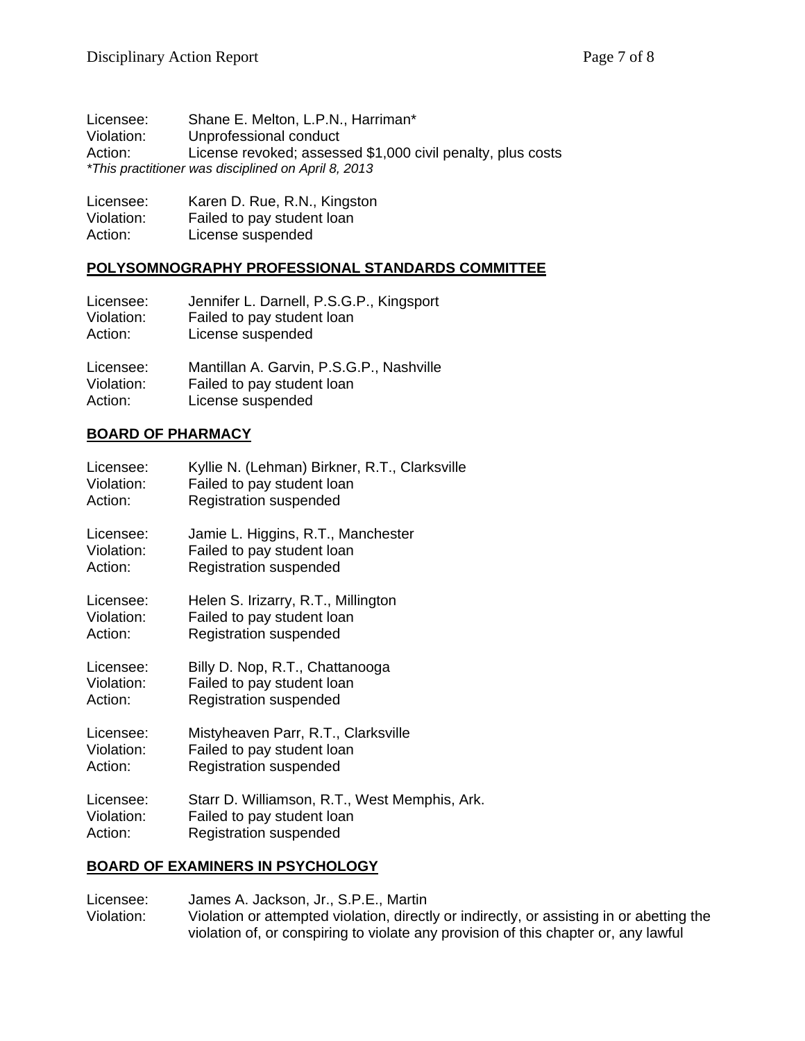Licensee: Shane E. Melton, L.P.N., Harriman*
Violation: Unprofessional conduct
Action: License revoked; assessed $1,000 civil penalty, plus costs
*This practitioner was disciplined on April 8, 2013*

Licensee: Karen D. Rue, R.N., Kingston
Violation: Failed to pay student loan
Action: License suspended

## POLYSOMNOGRAPHY PROFESSIONAL STANDARDS COMMITTEE

Licensee: Jennifer L. Darnell, P.S.G.P., Kingsport
Violation: Failed to pay student loan
Action: License suspended

Licensee: Mantillan A. Garvin, P.S.G.P., Nashville
Violation: Failed to pay student loan
Action: License suspended

## BOARD OF PHARMACY

Licensee: Kyllie N. (Lehman) Birkner, R.T., Clarksville
Violation: Failed to pay student loan
Action: Registration suspended

Licensee: Jamie L. Higgins, R.T., Manchester
Violation: Failed to pay student loan
Action: Registration suspended

Licensee: Helen S. Irizarry, R.T., Millington
Violation: Failed to pay student loan
Action: Registration suspended

Licensee: Billy D. Nop, R.T., Chattanooga
Violation: Failed to pay student loan
Action: Registration suspended

Licensee: Mistyheaven Parr, R.T., Clarksville
Violation: Failed to pay student loan
Action: Registration suspended

Licensee: Starr D. Williamson, R.T., West Memphis, Ark.
Violation: Failed to pay student loan
Action: Registration suspended

## BOARD OF EXAMINERS IN PSYCHOLOGY

Licensee: James A. Jackson, Jr., S.P.E., Martin
Violation: Violation or attempted violation, directly or indirectly, or assisting in or abetting the violation of, or conspiring to violate any provision of this chapter or, any lawful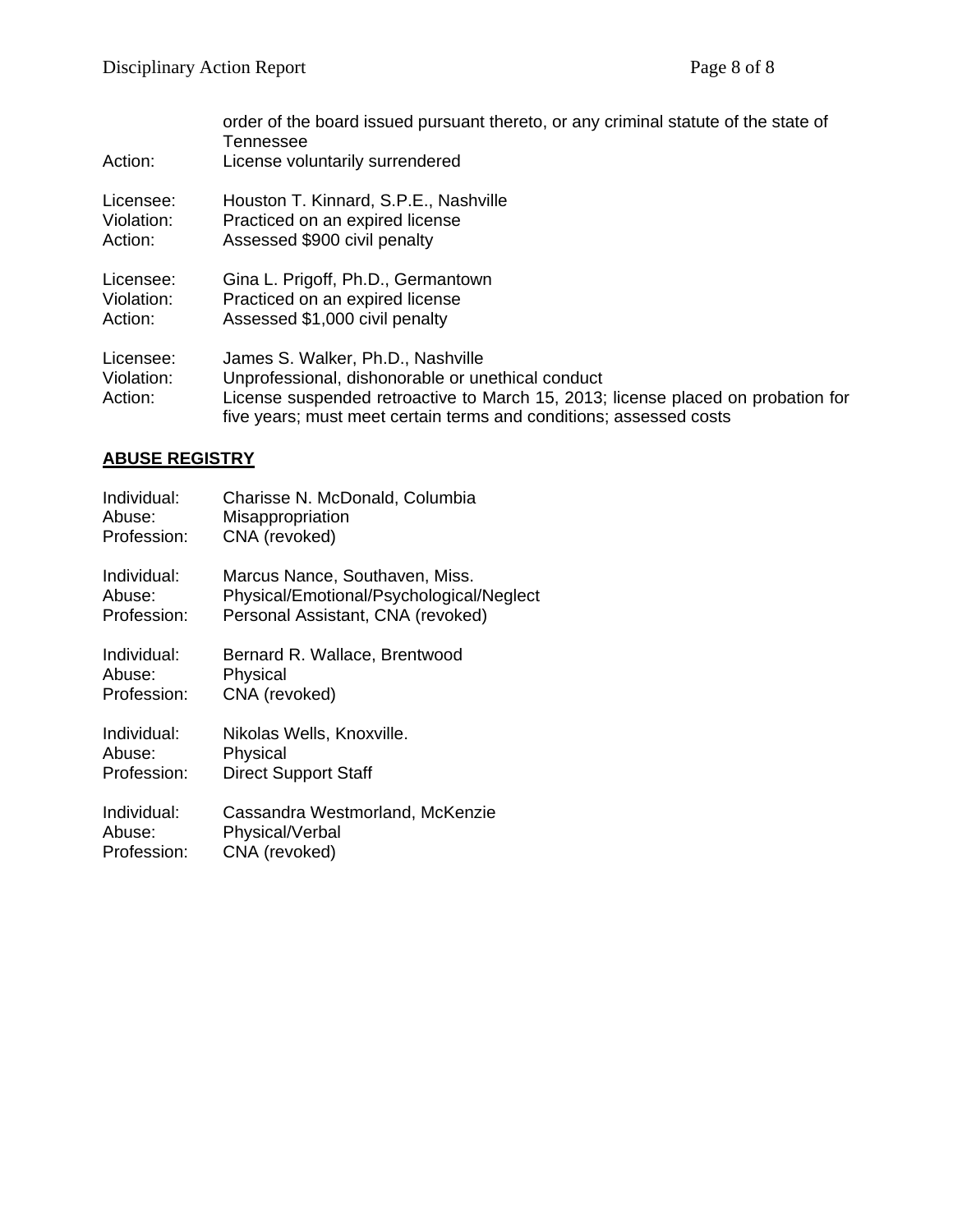| | |
|---|---|
| | order of the board issued pursuant thereto, or any criminal statute of the state of Tennessee |
| Action: | License voluntarily surrendered |

| | |
|---|---|
| Licensee: | Houston T. Kinnard, S.P.E., Nashville |
| Violation: | Practiced on an expired license |
| Action: | Assessed $900 civil penalty |

| | |
|---|---|
| Licensee: | Gina L. Prigoff, Ph.D., Germantown |
| Violation: | Practiced on an expired license |
| Action: | Assessed $1,000 civil penalty |

| | |
|---|---|
| Licensee: | James S. Walker, Ph.D., Nashville |
| Violation: | Unprofessional, dishonorable or unethical conduct |
| Action: | License suspended retroactive to March 15, 2013; license placed on probation for five years; must meet certain terms and conditions; assessed costs |

**ABUSE REGISTRY**

| | |
|---|---|
| Individual: | Charisse N. McDonald, Columbia |
| Abuse: | Misappropriation |
| Profession: | CNA (revoked) |

| | |
|---|---|
| Individual: | Marcus Nance, Southaven, Miss. |
| Abuse: | Physical/Emotional/Psychological/Neglect |
| Profession: | Personal Assistant, CNA (revoked) |

| | |
|---|---|
| Individual: | Bernard R. Wallace, Brentwood |
| Abuse: | Physical |
| Profession: | CNA (revoked) |

| | |
|---|---|
| Individual: | Nikolas Wells, Knoxville. |
| Abuse: | Physical |
| Profession: | Direct Support Staff |

| | |
|---|---|
| Individual: | Cassandra Westmorland, McKenzie |
| Abuse: | Physical/Verbal |
| Profession: | CNA (revoked) |